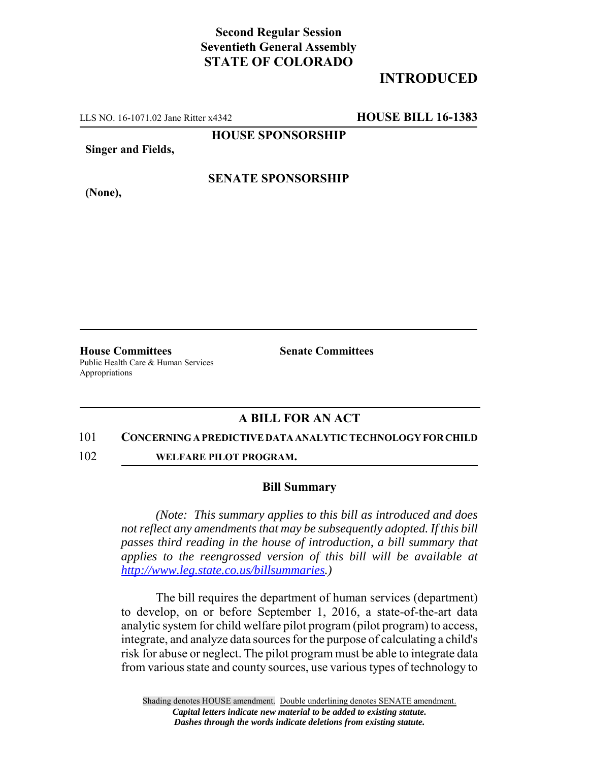**Second Regular Session**
**Seventieth General Assembly**
**STATE OF COLORADO**

# INTRODUCED

LLS NO. 16-1071.02 Jane Ritter x4342 **HOUSE BILL 16-1383**

**HOUSE SPONSORSHIP**

**Singer and Fields,**

**SENATE SPONSORSHIP**

**(None),**

**House Committees**
Public Health Care & Human Services
Appropriations

**Senate Committees**

## A BILL FOR AN ACT

101 **CONCERNING A PREDICTIVE DATA ANALYTIC TECHNOLOGY FOR CHILD**
102 **WELFARE PILOT PROGRAM.**

### Bill Summary

*(Note: This summary applies to this bill as introduced and does not reflect any amendments that may be subsequently adopted. If this bill passes third reading in the house of introduction, a bill summary that applies to the reengrossed version of this bill will be available at http://www.leg.state.co.us/billsummaries.)*

The bill requires the department of human services (department) to develop, on or before September 1, 2016, a state-of-the-art data analytic system for child welfare pilot program (pilot program) to access, integrate, and analyze data sources for the purpose of calculating a child's risk for abuse or neglect. The pilot program must be able to integrate data from various state and county sources, use various types of technology to

Shading denotes HOUSE amendment. Double underlining denotes SENATE amendment.
*Capital letters indicate new material to be added to existing statute.*
*Dashes through the words indicate deletions from existing statute.*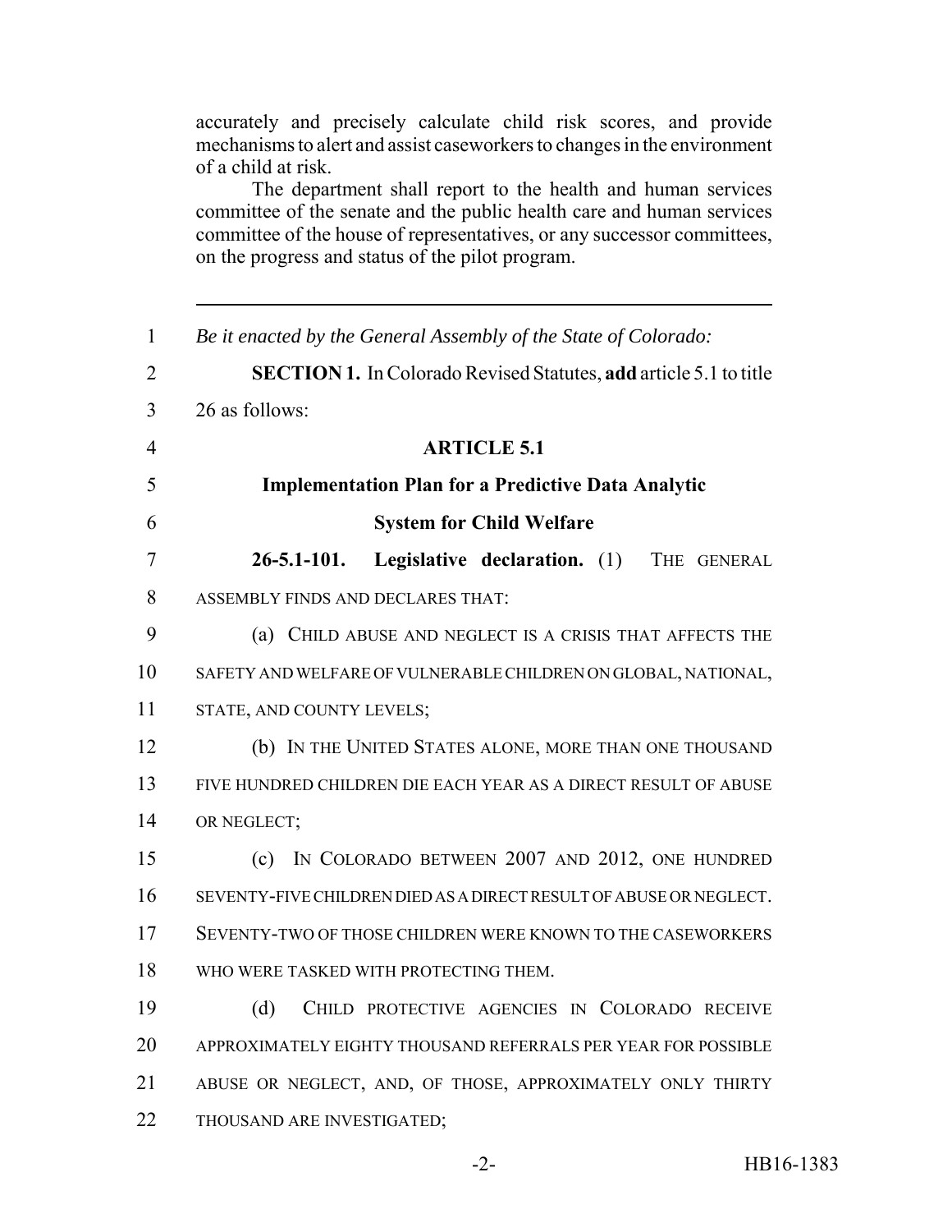accurately and precisely calculate child risk scores, and provide mechanisms to alert and assist caseworkers to changes in the environment of a child at risk.

The department shall report to the health and human services committee of the senate and the public health care and human services committee of the house of representatives, or any successor committees, on the progress and status of the pilot program.

---

*Be it enacted by the General Assembly of the State of Colorado:*

**SECTION 1.** In Colorado Revised Statutes, **add** article 5.1 to title 26 as follows:

**ARTICLE 5.1**

**Implementation Plan for a Predictive Data Analytic System for Child Welfare**

**26-5.1-101. Legislative declaration.** (1) THE GENERAL ASSEMBLY FINDS AND DECLARES THAT:

(a) CHILD ABUSE AND NEGLECT IS A CRISIS THAT AFFECTS THE SAFETY AND WELFARE OF VULNERABLE CHILDREN ON GLOBAL, NATIONAL, STATE, AND COUNTY LEVELS;

(b) IN THE UNITED STATES ALONE, MORE THAN ONE THOUSAND FIVE HUNDRED CHILDREN DIE EACH YEAR AS A DIRECT RESULT OF ABUSE OR NEGLECT;

(c) IN COLORADO BETWEEN 2007 AND 2012, ONE HUNDRED SEVENTY-FIVE CHILDREN DIED AS A DIRECT RESULT OF ABUSE OR NEGLECT. SEVENTY-TWO OF THOSE CHILDREN WERE KNOWN TO THE CASEWORKERS WHO WERE TASKED WITH PROTECTING THEM.

(d) CHILD PROTECTIVE AGENCIES IN COLORADO RECEIVE APPROXIMATELY EIGHTY THOUSAND REFERRALS PER YEAR FOR POSSIBLE ABUSE OR NEGLECT, AND, OF THOSE, APPROXIMATELY ONLY THIRTY THOUSAND ARE INVESTIGATED;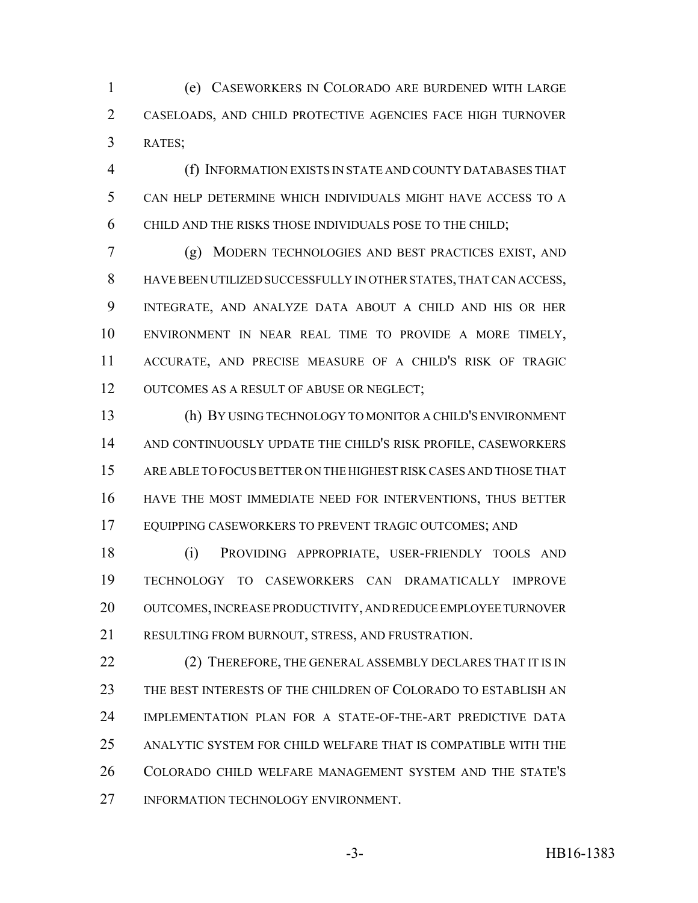(e) CASEWORKERS IN COLORADO ARE BURDENED WITH LARGE CASELOADS, AND CHILD PROTECTIVE AGENCIES FACE HIGH TURNOVER RATES;

(f) INFORMATION EXISTS IN STATE AND COUNTY DATABASES THAT CAN HELP DETERMINE WHICH INDIVIDUALS MIGHT HAVE ACCESS TO A CHILD AND THE RISKS THOSE INDIVIDUALS POSE TO THE CHILD;

(g) MODERN TECHNOLOGIES AND BEST PRACTICES EXIST, AND HAVE BEEN UTILIZED SUCCESSFULLY IN OTHER STATES, THAT CAN ACCESS, INTEGRATE, AND ANALYZE DATA ABOUT A CHILD AND HIS OR HER ENVIRONMENT IN NEAR REAL TIME TO PROVIDE A MORE TIMELY, ACCURATE, AND PRECISE MEASURE OF A CHILD'S RISK OF TRAGIC OUTCOMES AS A RESULT OF ABUSE OR NEGLECT;

(h) BY USING TECHNOLOGY TO MONITOR A CHILD'S ENVIRONMENT AND CONTINUOUSLY UPDATE THE CHILD'S RISK PROFILE, CASEWORKERS ARE ABLE TO FOCUS BETTER ON THE HIGHEST RISK CASES AND THOSE THAT HAVE THE MOST IMMEDIATE NEED FOR INTERVENTIONS, THUS BETTER EQUIPPING CASEWORKERS TO PREVENT TRAGIC OUTCOMES; AND

(i) PROVIDING APPROPRIATE, USER-FRIENDLY TOOLS AND TECHNOLOGY TO CASEWORKERS CAN DRAMATICALLY IMPROVE OUTCOMES, INCREASE PRODUCTIVITY, AND REDUCE EMPLOYEE TURNOVER RESULTING FROM BURNOUT, STRESS, AND FRUSTRATION.

(2) THEREFORE, THE GENERAL ASSEMBLY DECLARES THAT IT IS IN THE BEST INTERESTS OF THE CHILDREN OF COLORADO TO ESTABLISH AN IMPLEMENTATION PLAN FOR A STATE-OF-THE-ART PREDICTIVE DATA ANALYTIC SYSTEM FOR CHILD WELFARE THAT IS COMPATIBLE WITH THE COLORADO CHILD WELFARE MANAGEMENT SYSTEM AND THE STATE'S INFORMATION TECHNOLOGY ENVIRONMENT.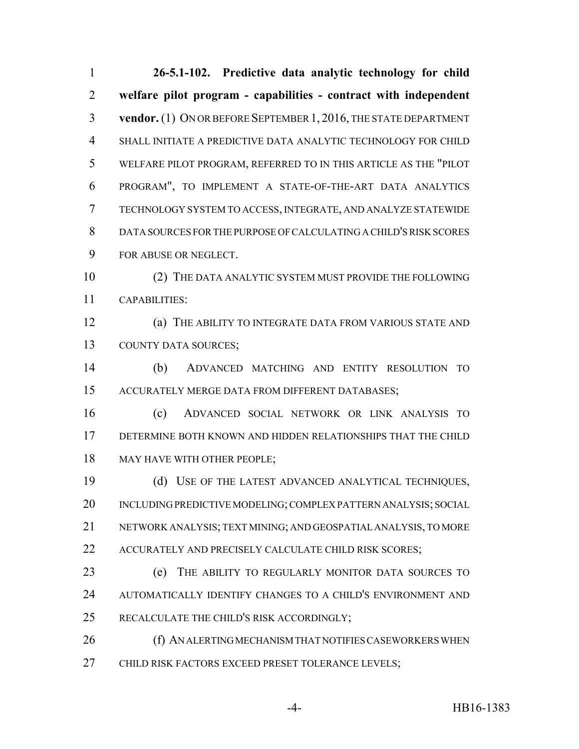**26-5.1-102. Predictive data analytic technology for child welfare pilot program - capabilities - contract with independent vendor.** (1) ON OR BEFORE SEPTEMBER 1, 2016, THE STATE DEPARTMENT SHALL INITIATE A PREDICTIVE DATA ANALYTIC TECHNOLOGY FOR CHILD WELFARE PILOT PROGRAM, REFERRED TO IN THIS ARTICLE AS THE "PILOT PROGRAM", TO IMPLEMENT A STATE-OF-THE-ART DATA ANALYTICS TECHNOLOGY SYSTEM TO ACCESS, INTEGRATE, AND ANALYZE STATEWIDE DATA SOURCES FOR THE PURPOSE OF CALCULATING A CHILD'S RISK SCORES FOR ABUSE OR NEGLECT.

(2) THE DATA ANALYTIC SYSTEM MUST PROVIDE THE FOLLOWING CAPABILITIES:

(a) THE ABILITY TO INTEGRATE DATA FROM VARIOUS STATE AND COUNTY DATA SOURCES;

(b) ADVANCED MATCHING AND ENTITY RESOLUTION TO ACCURATELY MERGE DATA FROM DIFFERENT DATABASES;

(c) ADVANCED SOCIAL NETWORK OR LINK ANALYSIS TO DETERMINE BOTH KNOWN AND HIDDEN RELATIONSHIPS THAT THE CHILD MAY HAVE WITH OTHER PEOPLE;

(d) USE OF THE LATEST ADVANCED ANALYTICAL TECHNIQUES, INCLUDING PREDICTIVE MODELING; COMPLEX PATTERN ANALYSIS; SOCIAL NETWORK ANALYSIS; TEXT MINING; AND GEOSPATIAL ANALYSIS, TO MORE ACCURATELY AND PRECISELY CALCULATE CHILD RISK SCORES;

(e) THE ABILITY TO REGULARLY MONITOR DATA SOURCES TO AUTOMATICALLY IDENTIFY CHANGES TO A CHILD'S ENVIRONMENT AND RECALCULATE THE CHILD'S RISK ACCORDINGLY;

(f) AN ALERTING MECHANISM THAT NOTIFIES CASEWORKERS WHEN CHILD RISK FACTORS EXCEED PRESET TOLERANCE LEVELS;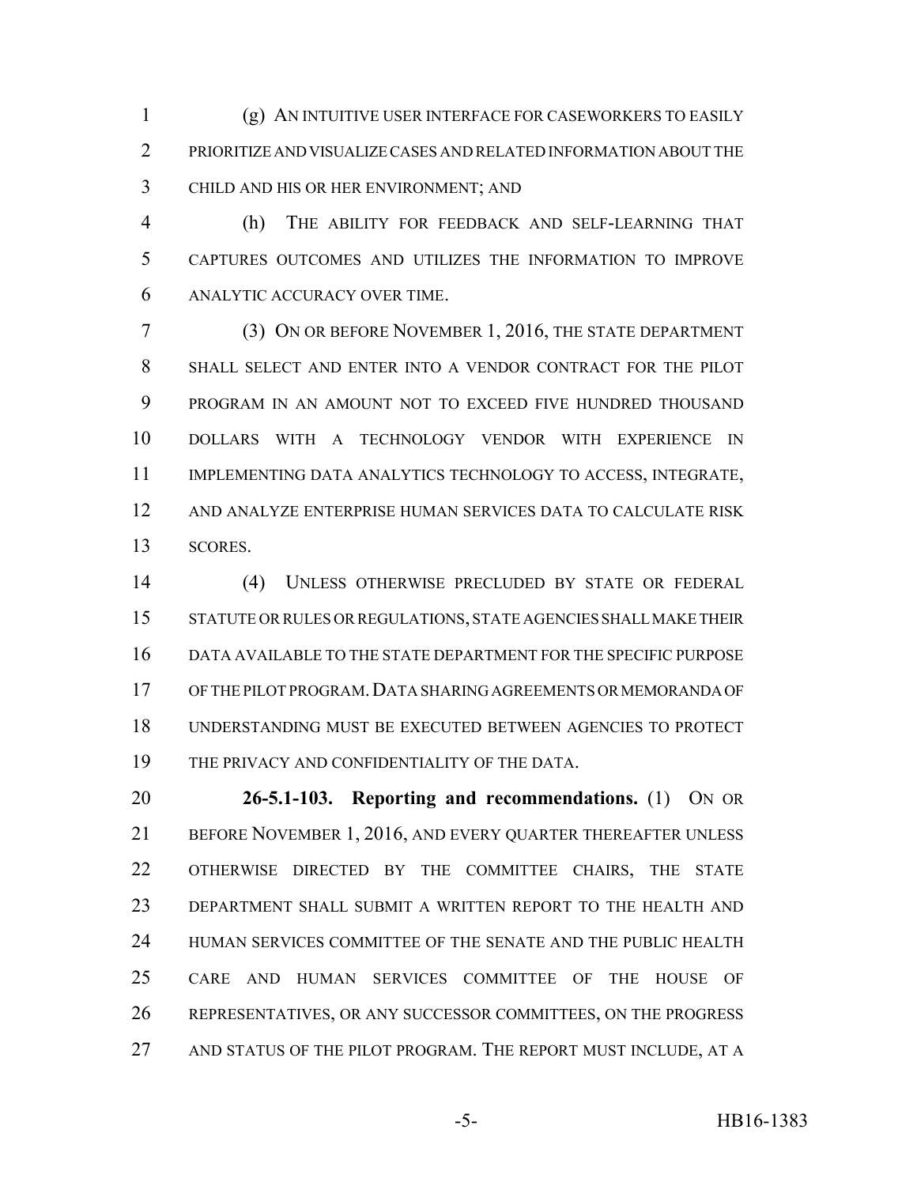(g) AN INTUITIVE USER INTERFACE FOR CASEWORKERS TO EASILY PRIORITIZE AND VISUALIZE CASES AND RELATED INFORMATION ABOUT THE CHILD AND HIS OR HER ENVIRONMENT; AND

(h) THE ABILITY FOR FEEDBACK AND SELF-LEARNING THAT CAPTURES OUTCOMES AND UTILIZES THE INFORMATION TO IMPROVE ANALYTIC ACCURACY OVER TIME.

(3) ON OR BEFORE NOVEMBER 1, 2016, THE STATE DEPARTMENT SHALL SELECT AND ENTER INTO A VENDOR CONTRACT FOR THE PILOT PROGRAM IN AN AMOUNT NOT TO EXCEED FIVE HUNDRED THOUSAND DOLLARS WITH A TECHNOLOGY VENDOR WITH EXPERIENCE IN IMPLEMENTING DATA ANALYTICS TECHNOLOGY TO ACCESS, INTEGRATE, AND ANALYZE ENTERPRISE HUMAN SERVICES DATA TO CALCULATE RISK SCORES.

(4) UNLESS OTHERWISE PRECLUDED BY STATE OR FEDERAL STATUTE OR RULES OR REGULATIONS, STATE AGENCIES SHALL MAKE THEIR DATA AVAILABLE TO THE STATE DEPARTMENT FOR THE SPECIFIC PURPOSE OF THE PILOT PROGRAM. DATA SHARING AGREEMENTS OR MEMORANDA OF UNDERSTANDING MUST BE EXECUTED BETWEEN AGENCIES TO PROTECT THE PRIVACY AND CONFIDENTIALITY OF THE DATA.

**26-5.1-103. Reporting and recommendations.** (1) ON OR BEFORE NOVEMBER 1, 2016, AND EVERY QUARTER THEREAFTER UNLESS OTHERWISE DIRECTED BY THE COMMITTEE CHAIRS, THE STATE DEPARTMENT SHALL SUBMIT A WRITTEN REPORT TO THE HEALTH AND HUMAN SERVICES COMMITTEE OF THE SENATE AND THE PUBLIC HEALTH CARE AND HUMAN SERVICES COMMITTEE OF THE HOUSE OF REPRESENTATIVES, OR ANY SUCCESSOR COMMITTEES, ON THE PROGRESS AND STATUS OF THE PILOT PROGRAM. THE REPORT MUST INCLUDE, AT A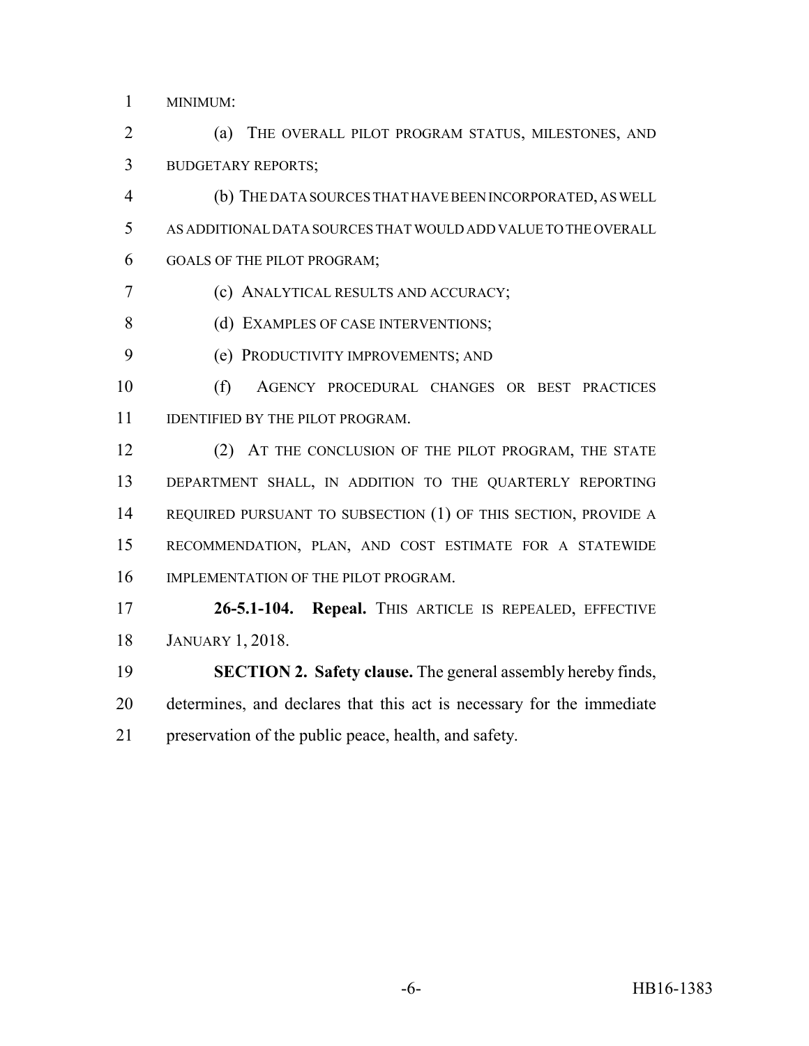MINIMUM:

(a) THE OVERALL PILOT PROGRAM STATUS, MILESTONES, AND BUDGETARY REPORTS;

(b) THE DATA SOURCES THAT HAVE BEEN INCORPORATED, AS WELL AS ADDITIONAL DATA SOURCES THAT WOULD ADD VALUE TO THE OVERALL GOALS OF THE PILOT PROGRAM;

(c) ANALYTICAL RESULTS AND ACCURACY;

(d) EXAMPLES OF CASE INTERVENTIONS;

(e) PRODUCTIVITY IMPROVEMENTS; AND

(f) AGENCY PROCEDURAL CHANGES OR BEST PRACTICES IDENTIFIED BY THE PILOT PROGRAM.

(2) AT THE CONCLUSION OF THE PILOT PROGRAM, THE STATE DEPARTMENT SHALL, IN ADDITION TO THE QUARTERLY REPORTING REQUIRED PURSUANT TO SUBSECTION (1) OF THIS SECTION, PROVIDE A RECOMMENDATION, PLAN, AND COST ESTIMATE FOR A STATEWIDE IMPLEMENTATION OF THE PILOT PROGRAM.

**26-5.1-104. Repeal.** THIS ARTICLE IS REPEALED, EFFECTIVE JANUARY 1, 2018.

**SECTION 2. Safety clause.** The general assembly hereby finds, determines, and declares that this act is necessary for the immediate preservation of the public peace, health, and safety.